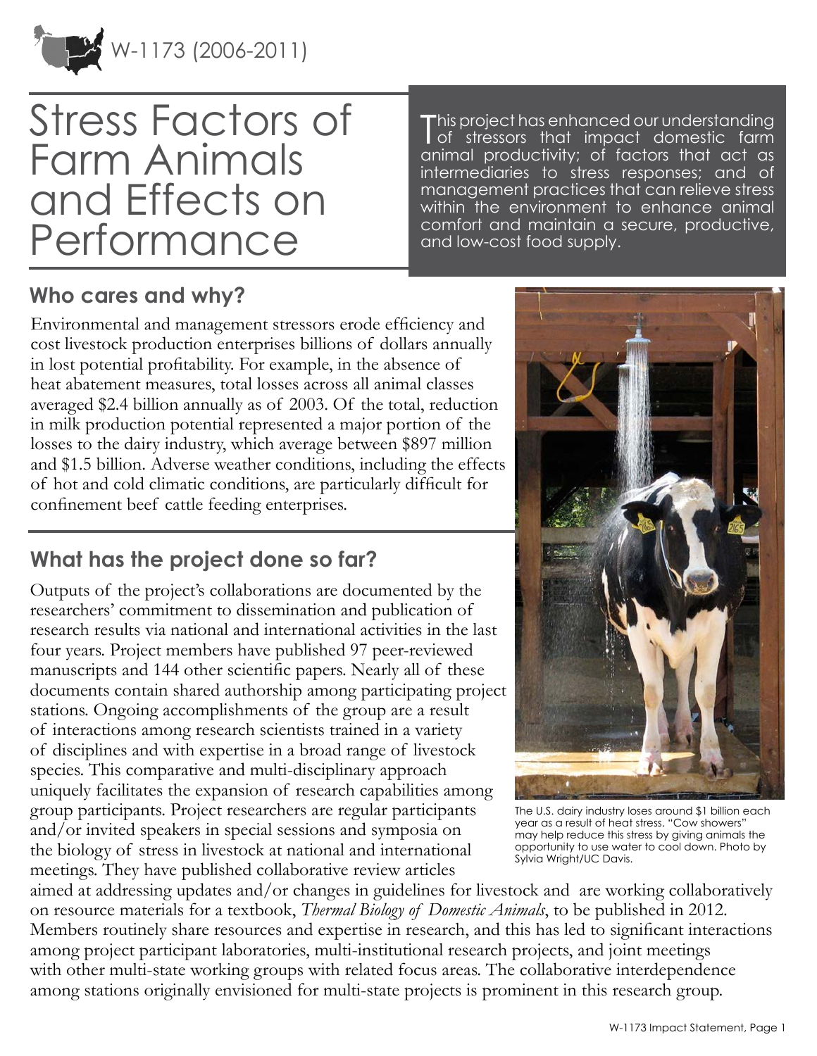W-1173 (2006-2011)

# Stress Factors of Farm Animals and Effects on Performance

This project has enhanced our understanding of stressors that impact domestic farm animal productivity; of factors that act as intermediaries to stress responses; and of management practices that can relieve stress within the environment to enhance animal comfort and maintain a secure, productive, and low-cost food supply.

## Who cares and why?

Environmental and management stressors erode efficiency and cost livestock production enterprises billions of dollars annually in lost potential profitability. For example, in the absence of heat abatement measures, total losses across all animal classes averaged $2.4 billion annually as of 2003. Of the total, reduction in milk production potential represented a major portion of the losses to the dairy industry, which average between $897 million and $1.5 billion. Adverse weather conditions, including the effects of hot and cold climatic conditions, are particularly difficult for confinement beef cattle feeding enterprises.

## What has the project done so far?

Outputs of the project's collaborations are documented by the researchers' commitment to dissemination and publication of research results via national and international activities in the last four years. Project members have published 97 peer-reviewed manuscripts and 144 other scientific papers. Nearly all of these documents contain shared authorship among participating project stations. Ongoing accomplishments of the group are a result of interactions among research scientists trained in a variety of disciplines and with expertise in a broad range of livestock species. This comparative and multi-disciplinary approach uniquely facilitates the expansion of research capabilities among group participants. Project researchers are regular participants and/or invited speakers in special sessions and symposia on the biology of stress in livestock at national and international meetings. They have published collaborative review articles aimed at addressing updates and/or changes in guidelines for livestock and are working collaboratively on resource materials for a textbook, *Thermal Biology of Domestic Animals*, to be published in 2012. Members routinely share resources and expertise in research, and this has led to significant interactions among project participant laboratories, multi-institutional research projects, and joint meetings with other multi-state working groups with related focus areas. The collaborative interdependence among stations originally envisioned for multi-state projects is prominent in this research group.

The U.S. dairy industry loses around $1 billion each year as a result of heat stress. "Cow showers" may help reduce this stress by giving animals the opportunity to use water to cool down. Photo by Sylvia Wright/UC Davis.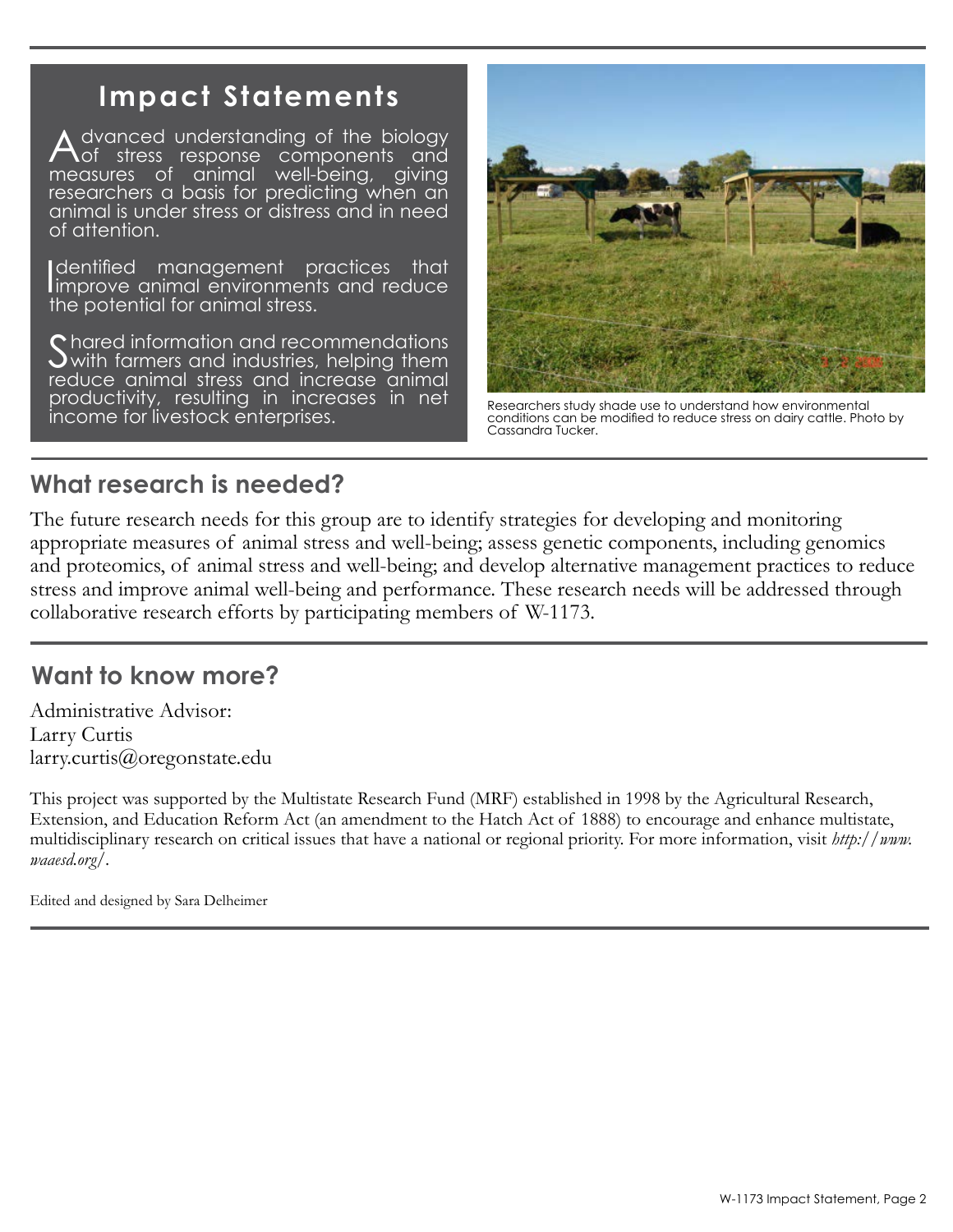## Impact Statements

Advanced understanding of the biology of stress response components and measures of animal well-being, giving researchers a basis for predicting when an animal is under stress or distress and in need of attention.

Identified management practices that improve animal environments and reduce the potential for animal stress.

Shared information and recommendations with farmers and industries, helping them reduce animal stress and increase animal productivity, resulting in increases in net income for livestock enterprises.

Researchers study shade use to understand how environmental conditions can be modified to reduce stress on dairy cattle. Photo by Cassandra Tucker.

## What research is needed?

The future research needs for this group are to identify strategies for developing and monitoring appropriate measures of animal stress and well-being; assess genetic components, including genomics and proteomics, of animal stress and well-being; and develop alternative management practices to reduce stress and improve animal well-being and performance. These research needs will be addressed through collaborative research efforts by participating members of W-1173.

## Want to know more?

Administrative Advisor:
Larry Curtis
larry.curtis@oregonstate.edu

This project was supported by the Multistate Research Fund (MRF) established in 1998 by the Agricultural Research, Extension, and Education Reform Act (an amendment to the Hatch Act of 1888) to encourage and enhance multistate, multidisciplinary research on critical issues that have a national or regional priority. For more information, visit *http://www.waaesd.org/*.

Edited and designed by Sara Delheimer